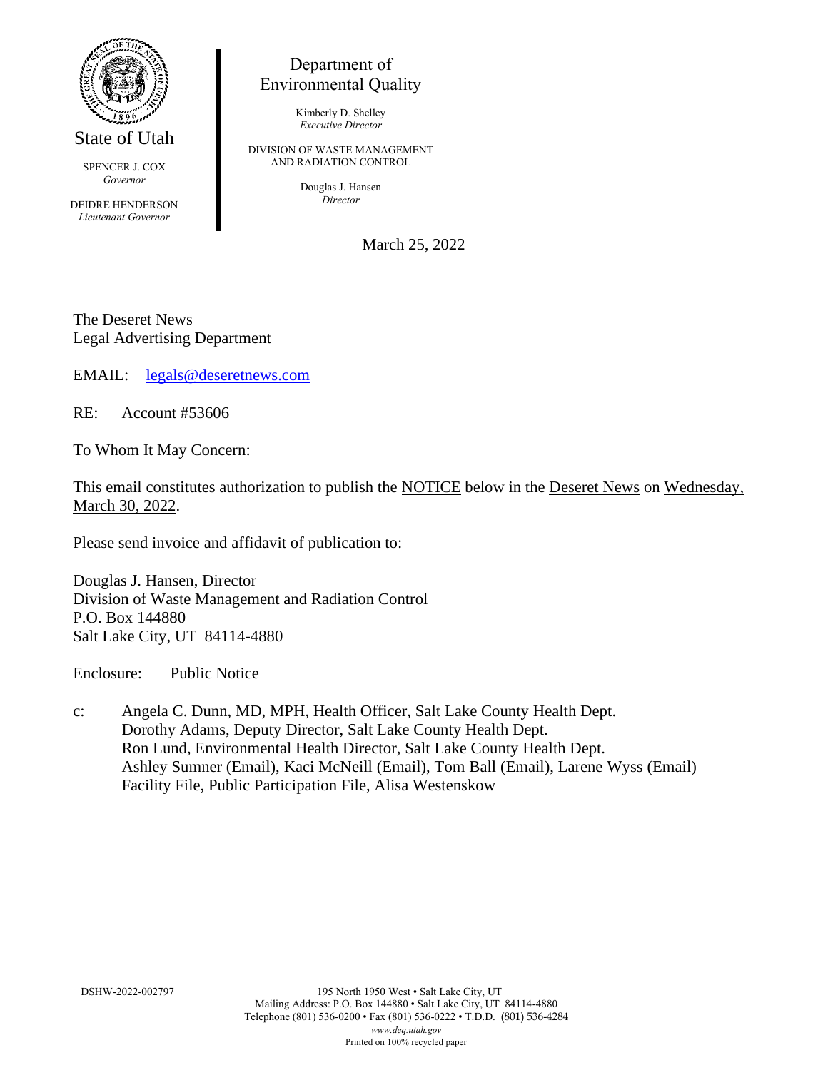State of Utah

SPENCER J. COX
*Governor*

DEIDRE HENDERSON
*Lieutenant Governor*

Department of
Environmental Quality

Kimberly D. Shelley
*Executive Director*

DIVISION OF WASTE MANAGEMENT
AND RADIATION CONTROL

Douglas J. Hansen
*Director*

March 25, 2022

The Deseret News
Legal Advertising Department

EMAIL: legals@deseretnews.com

RE: Account #53606

To Whom It May Concern:

This email constitutes authorization to publish the NOTICE below in the Deseret News on Wednesday, March 30, 2022.

Please send invoice and affidavit of publication to:

Douglas J. Hansen, Director
Division of Waste Management and Radiation Control
P.O. Box 144880
Salt Lake City, UT 84114-4880

Enclosure: Public Notice

c: Angela C. Dunn, MD, MPH, Health Officer, Salt Lake County Health Dept.
Dorothy Adams, Deputy Director, Salt Lake County Health Dept.
Ron Lund, Environmental Health Director, Salt Lake County Health Dept.
Ashley Sumner (Email), Kaci McNeill (Email), Tom Ball (Email), Larene Wyss (Email)
Facility File, Public Participation File, Alisa Westenskow

DSHW-2022-002797

195 North 1950 West • Salt Lake City, UT
Mailing Address: P.O. Box 144880 • Salt Lake City, UT 84114-4880
Telephone (801) 536-0200 • Fax (801) 536-0222 • T.D.D. (801) 536-4284
*www.deq.utah.gov*
Printed on 100% recycled paper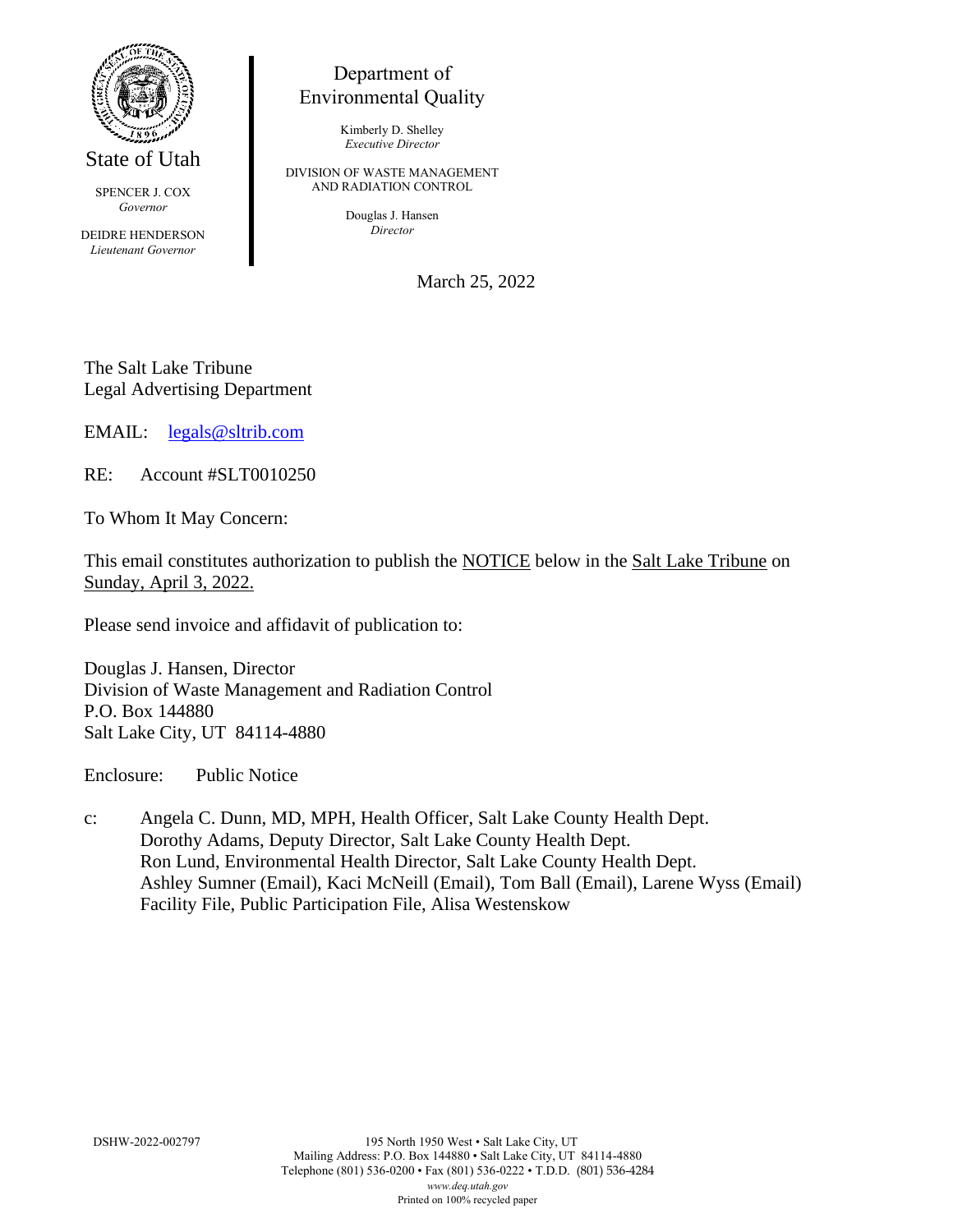State of Utah

SPENCER J. COX
*Governor*

DEIDRE HENDERSON
*Lieutenant Governor*

Department of
Environmental Quality

Kimberly D. Shelley
*Executive Director*

DIVISION OF WASTE MANAGEMENT
AND RADIATION CONTROL

Douglas J. Hansen
*Director*

March 25, 2022

The Salt Lake Tribune
Legal Advertising Department

EMAIL: legals@sltrib.com

RE: Account #SLT0010250

To Whom It May Concern:

This email constitutes authorization to publish the NOTICE below in the Salt Lake Tribune on Sunday, April 3, 2022.

Please send invoice and affidavit of publication to:

Douglas J. Hansen, Director
Division of Waste Management and Radiation Control
P.O. Box 144880
Salt Lake City, UT 84114-4880

Enclosure: Public Notice

c: Angela C. Dunn, MD, MPH, Health Officer, Salt Lake County Health Dept.
Dorothy Adams, Deputy Director, Salt Lake County Health Dept.
Ron Lund, Environmental Health Director, Salt Lake County Health Dept.
Ashley Sumner (Email), Kaci McNeill (Email), Tom Ball (Email), Larene Wyss (Email)
Facility File, Public Participation File, Alisa Westenskow

DSHW-2022-002797

195 North 1950 West • Salt Lake City, UT
Mailing Address: P.O. Box 144880 • Salt Lake City, UT 84114-4880
Telephone (801) 536-0200 • Fax (801) 536-0222 • T.D.D. (801) 536-4284
*www.deq.utah.gov*
Printed on 100% recycled paper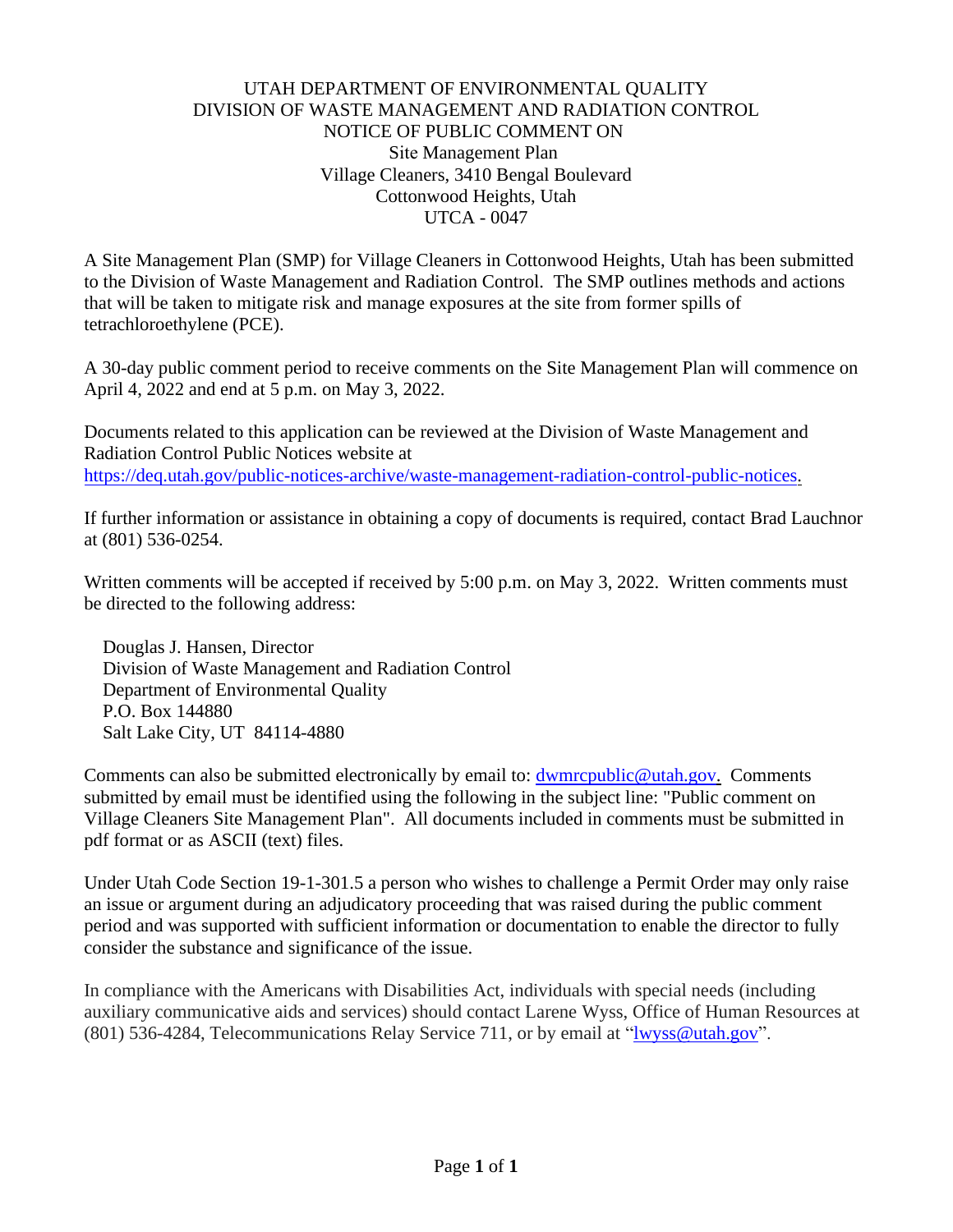UTAH DEPARTMENT OF ENVIRONMENTAL QUALITY
DIVISION OF WASTE MANAGEMENT AND RADIATION CONTROL
NOTICE OF PUBLIC COMMENT ON
Site Management Plan
Village Cleaners, 3410 Bengal Boulevard
Cottonwood Heights, Utah
UTCA - 0047

A Site Management Plan (SMP) for Village Cleaners in Cottonwood Heights, Utah has been submitted to the Division of Waste Management and Radiation Control. The SMP outlines methods and actions that will be taken to mitigate risk and manage exposures at the site from former spills of tetrachloroethylene (PCE).

A 30-day public comment period to receive comments on the Site Management Plan will commence on April 4, 2022 and end at 5 p.m. on May 3, 2022.

Documents related to this application can be reviewed at the Division of Waste Management and Radiation Control Public Notices website at https://deq.utah.gov/public-notices-archive/waste-management-radiation-control-public-notices.

If further information or assistance in obtaining a copy of documents is required, contact Brad Lauchnor at (801) 536-0254.

Written comments will be accepted if received by 5:00 p.m. on May 3, 2022. Written comments must be directed to the following address:

Douglas J. Hansen, Director
Division of Waste Management and Radiation Control
Department of Environmental Quality
P.O. Box 144880
Salt Lake City, UT 84114-4880

Comments can also be submitted electronically by email to: dwmrcpublic@utah.gov. Comments submitted by email must be identified using the following in the subject line: "Public comment on Village Cleaners Site Management Plan". All documents included in comments must be submitted in pdf format or as ASCII (text) files.

Under Utah Code Section 19-1-301.5 a person who wishes to challenge a Permit Order may only raise an issue or argument during an adjudicatory proceeding that was raised during the public comment period and was supported with sufficient information or documentation to enable the director to fully consider the substance and significance of the issue.

In compliance with the Americans with Disabilities Act, individuals with special needs (including auxiliary communicative aids and services) should contact Larene Wyss, Office of Human Resources at (801) 536-4284, Telecommunications Relay Service 711, or by email at "lwyss@utah.gov".